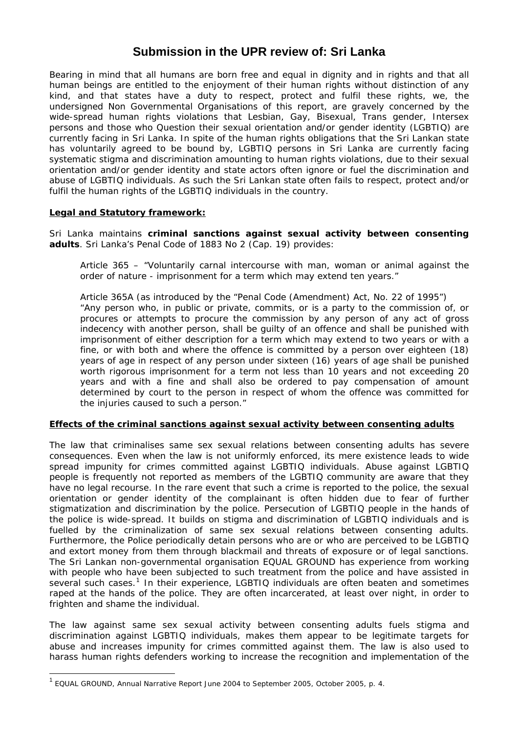# Submission in the UPR review of: Sri Lanka

Bearing in mind that all humans are born free and equal in dignity and in rights and that all human beings are entitled to the enjoyment of their human rights without distinction of any kind, and that states have a duty to respect, protect and fulfil these rights, we, the undersigned Non Governmental Organisations of this report, are gravely concerned by the wide-spread human rights violations that Lesbian, Gay, Bisexual, Trans gender, Intersex persons and those who Question their sexual orientation and/or gender identity (LGBTIQ) are currently facing in Sri Lanka. In spite of the human rights obligations that the Sri Lankan state has voluntarily agreed to be bound by, LGBTIQ persons in Sri Lanka are currently facing systematic stigma and discrimination amounting to human rights violations, due to their sexual orientation and/or gender identity and state actors often ignore or fuel the discrimination and abuse of LGBTIQ individuals. As such the Sri Lankan state often fails to respect, protect and/or fulfil the human rights of the LGBTIQ individuals in the country.

**Legal and Statutory framework:**

Sri Lanka maintains **criminal sanctions against sexual activity between consenting adults**. Sri Lanka's Penal Code of 1883 No 2 (Cap. 19) provides:

> Article 365 – "Voluntarily carnal intercourse with man, woman or animal against the order of nature - imprisonment for a term which may extend ten years."
>
> Article 365A (as introduced by the "Penal Code (Amendment) Act, No. 22 of 1995")
> "Any person who, in public or private, commits, or is a party to the commission of, or procures or attempts to procure the commission by any person of any act of gross indecency with another person, shall be guilty of an offence and shall be punished with imprisonment of either description for a term which may extend to two years or with a fine, or with both and where the offence is committed by a person over eighteen (18) years of age in respect of any person under sixteen (16) years of age shall be punished worth rigorous imprisonment for a term not less than 10 years and not exceeding 20 years and with a fine and shall also be ordered to pay compensation of amount determined by court to the person in respect of whom the offence was committed for the injuries caused to such a person."

**Effects of the criminal sanctions against sexual activity between consenting adults**

The law that criminalises same sex sexual relations between consenting adults has severe consequences. Even when the law is not uniformly enforced, its mere existence leads to wide spread impunity for crimes committed against LGBTIQ individuals. Abuse against LGBTIQ people is frequently not reported as members of the LGBTIQ community are aware that they have no legal recourse. In the rare event that such a crime is reported to the police, the sexual orientation or gender identity of the complainant is often hidden due to fear of further stigmatization and discrimination by the police. Persecution of LGBTIQ people in the hands of the police is wide-spread. It builds on stigma and discrimination of LGBTIQ individuals and is fuelled by the criminalization of same sex sexual relations between consenting adults. Furthermore, the Police periodically detain persons who are or who are perceived to be LGBTIQ and extort money from them through blackmail and threats of exposure or of legal sanctions. The Sri Lankan non-governmental organisation EQUAL GROUND has experience from working with people who have been subjected to such treatment from the police and have assisted in several such cases.[1] In their experience, LGBTIQ individuals are often beaten and sometimes raped at the hands of the police. They are often incarcerated, at least over night, in order to frighten and shame the individual.

The law against same sex sexual activity between consenting adults fuels stigma and discrimination against LGBTIQ individuals, makes them appear to be legitimate targets for abuse and increases impunity for crimes committed against them. The law is also used to harass human rights defenders working to increase the recognition and implementation of the

[1] EQUAL GROUND, Annual Narrative Report June 2004 to September 2005, October 2005, p. 4.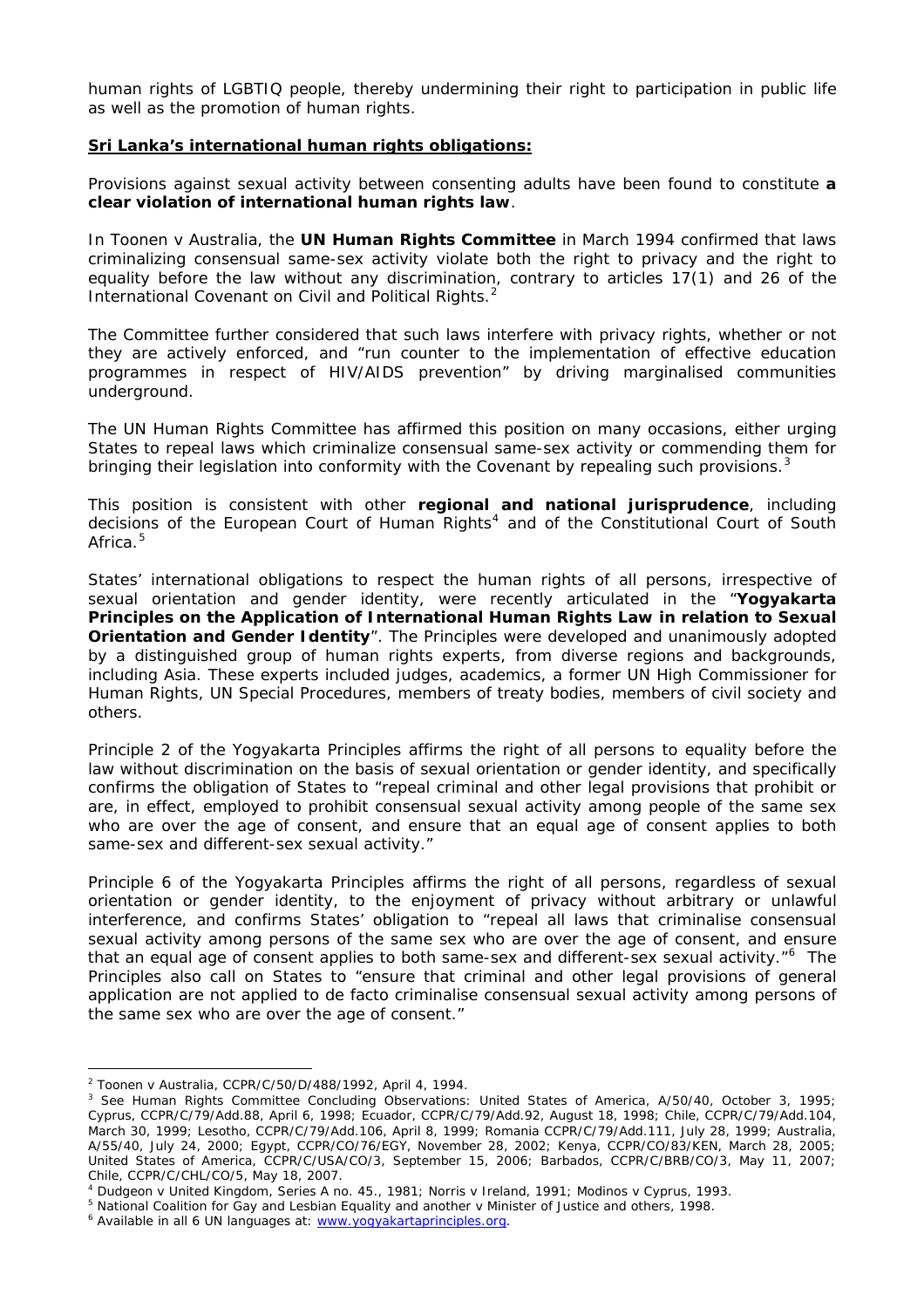human rights of LGBTIQ people, thereby undermining their right to participation in public life as well as the promotion of human rights.

**Sri Lanka's international human rights obligations:**

Provisions against sexual activity between consenting adults have been found to constitute **a clear violation of international human rights law**.

In Toonen v Australia, the **UN Human Rights Committee** in March 1994 confirmed that laws criminalizing consensual same-sex activity violate both the right to privacy and the right to equality before the law without any discrimination, contrary to articles 17(1) and 26 of the International Covenant on Civil and Political Rights.[2]

The Committee further considered that such laws interfere with privacy rights, whether or not they are actively enforced, and "run counter to the implementation of effective education programmes in respect of HIV/AIDS prevention" by driving marginalised communities underground.

The UN Human Rights Committee has affirmed this position on many occasions, either urging States to repeal laws which criminalize consensual same-sex activity or commending them for bringing their legislation into conformity with the Covenant by repealing such provisions.[3]

This position is consistent with other **regional and national jurisprudence**, including decisions of the European Court of Human Rights[4] and of the Constitutional Court of South Africa.[5]

States' international obligations to respect the human rights of all persons, irrespective of sexual orientation and gender identity, were recently articulated in the "**Yogyakarta Principles on the Application of International Human Rights Law in relation to Sexual Orientation and Gender Identity**". The Principles were developed and unanimously adopted by a distinguished group of human rights experts, from diverse regions and backgrounds, including Asia. These experts included judges, academics, a former UN High Commissioner for Human Rights, UN Special Procedures, members of treaty bodies, members of civil society and others.

Principle 2 of the Yogyakarta Principles affirms the right of all persons to equality before the law without discrimination on the basis of sexual orientation or gender identity, and specifically confirms the obligation of States to "repeal criminal and other legal provisions that prohibit or are, in effect, employed to prohibit consensual sexual activity among people of the same sex who are over the age of consent, and ensure that an equal age of consent applies to both same-sex and different-sex sexual activity."

Principle 6 of the Yogyakarta Principles affirms the right of all persons, regardless of sexual orientation or gender identity, to the enjoyment of privacy without arbitrary or unlawful interference, and confirms States' obligation to "repeal all laws that criminalise consensual sexual activity among persons of the same sex who are over the age of consent, and ensure that an equal age of consent applies to both same-sex and different-sex sexual activity."[6] The Principles also call on States to "ensure that criminal and other legal provisions of general application are not applied to de facto criminalise consensual sexual activity among persons of the same sex who are over the age of consent."

---

[2] Toonen v Australia, CCPR/C/50/D/488/1992, April 4, 1994.

[3] See Human Rights Committee Concluding Observations: United States of America, A/50/40, October 3, 1995; Cyprus, CCPR/C/79/Add.88, April 6, 1998; Ecuador, CCPR/C/79/Add.92, August 18, 1998; Chile, CCPR/C/79/Add.104, March 30, 1999; Lesotho, CCPR/C/79/Add.106, April 8, 1999; Romania CCPR/C/79/Add.111, July 28, 1999; Australia, A/55/40, July 24, 2000; Egypt, CCPR/CO/76/EGY, November 28, 2002; Kenya, CCPR/CO/83/KEN, March 28, 2005; United States of America, CCPR/C/USA/CO/3, September 15, 2006; Barbados, CCPR/C/BRB/CO/3, May 11, 2007; Chile, CCPR/C/CHL/CO/5, May 18, 2007.

[4] Dudgeon v United Kingdom, Series A no. 45., 1981; Norris v Ireland, 1991; Modinos v Cyprus, 1993.

[5] National Coalition for Gay and Lesbian Equality and another v Minister of Justice and others, 1998.

[6] Available in all 6 UN languages at: www.yogyakartaprinciples.org.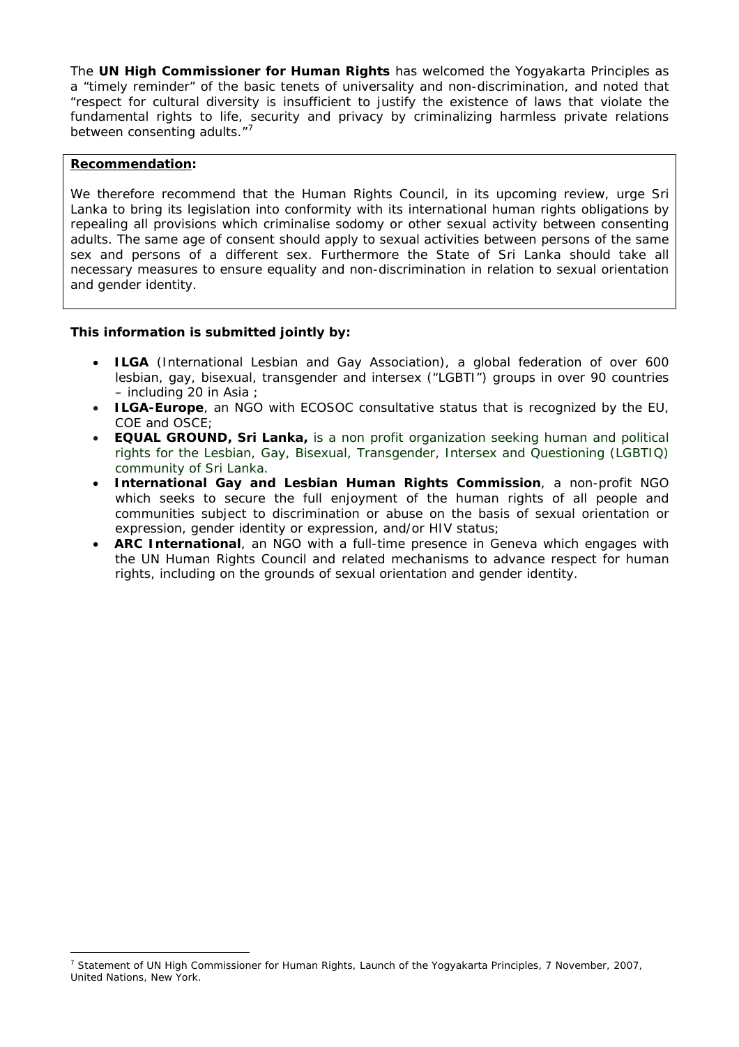The **UN High Commissioner for Human Rights** has welcomed the Yogyakarta Principles as a "timely reminder" of the basic tenets of universality and non-discrimination, and noted that "respect for cultural diversity is insufficient to justify the existence of laws that violate the fundamental rights to life, security and privacy by criminalizing harmless private relations between consenting adults."[7]

**Recommendation:**

We therefore recommend that the Human Rights Council, in its upcoming review, urge Sri Lanka to bring its legislation into conformity with its international human rights obligations by repealing all provisions which criminalise sodomy or other sexual activity between consenting adults. The same age of consent should apply to sexual activities between persons of the same sex and persons of a different sex. Furthermore the State of Sri Lanka should take all necessary measures to ensure equality and non-discrimination in relation to sexual orientation and gender identity.

**This information is submitted jointly by:**

- **ILGA** (International Lesbian and Gay Association), a global federation of over 600 lesbian, gay, bisexual, transgender and intersex ("LGBTI") groups in over 90 countries – including 20 in Asia ;
- **ILGA-Europe**, an NGO with ECOSOC consultative status that is recognized by the EU, COE and OSCE;
- **EQUAL GROUND, Sri Lanka,** is a non profit organization seeking human and political rights for the Lesbian, Gay, Bisexual, Transgender, Intersex and Questioning (LGBTIQ) community of Sri Lanka.
- **International Gay and Lesbian Human Rights Commission**, a non-profit NGO which seeks to secure the full enjoyment of the human rights of all people and communities subject to discrimination or abuse on the basis of sexual orientation or expression, gender identity or expression, and/or HIV status;
- **ARC International**, an NGO with a full-time presence in Geneva which engages with the UN Human Rights Council and related mechanisms to advance respect for human rights, including on the grounds of sexual orientation and gender identity.

[7] Statement of UN High Commissioner for Human Rights, Launch of the Yogyakarta Principles, 7 November, 2007, United Nations, New York.